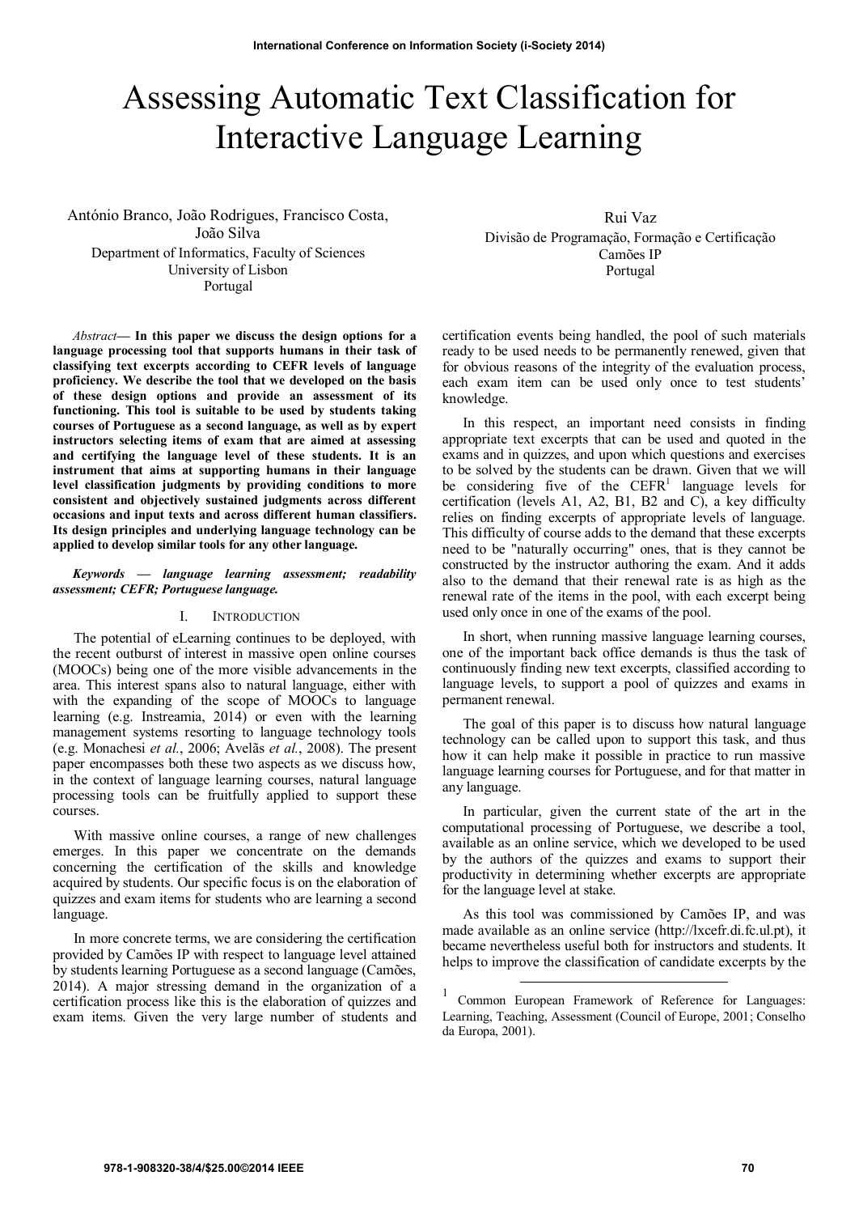# Assessing Automatic Text Classification for Interactive Language Learning

António Branco, João Rodrigues, Francisco Costa, João Silva
Department of Informatics, Faculty of Sciences
University of Lisbon
Portugal

Rui Vaz
Divisão de Programação, Formação e Certificação
Camões IP
Portugal

*Abstract*— **In this paper we discuss the design options for a language processing tool that supports humans in their task of classifying text excerpts according to CEFR levels of language proficiency. We describe the tool that we developed on the basis of these design options and provide an assessment of its functioning. This tool is suitable to be used by students taking courses of Portuguese as a second language, as well as by expert instructors selecting items of exam that are aimed at assessing and certifying the language level of these students. It is an instrument that aims at supporting humans in their language level classification judgments by providing conditions to more consistent and objectively sustained judgments across different occasions and input texts and across different human classifiers. Its design principles and underlying language technology can be applied to develop similar tools for any other language.**

***Keywords — language learning assessment; readability assessment; CEFR; Portuguese language.***

## I. Introduction

The potential of eLearning continues to be deployed, with the recent outburst of interest in massive open online courses (MOOCs) being one of the more visible advancements in the area. This interest spans also to natural language, either with with the expanding of the scope of MOOCs to language learning (e.g. Instreamia, 2014) or even with the learning management systems resorting to language technology tools (e.g. Monachesi *et al.*, 2006; Avelãs *et al.*, 2008). The present paper encompasses both these two aspects as we discuss how, in the context of language learning courses, natural language processing tools can be fruitfully applied to support these courses.

With massive online courses, a range of new challenges emerges. In this paper we concentrate on the demands concerning the certification of the skills and knowledge acquired by students. Our specific focus is on the elaboration of quizzes and exam items for students who are learning a second language.

In more concrete terms, we are considering the certification provided by Camões IP with respect to language level attained by students learning Portuguese as a second language (Camões, 2014). A major stressing demand in the organization of a certification process like this is the elaboration of quizzes and exam items. Given the very large number of students and certification events being handled, the pool of such materials ready to be used needs to be permanently renewed, given that for obvious reasons of the integrity of the evaluation process, each exam item can be used only once to test students' knowledge.

In this respect, an important need consists in finding appropriate text excerpts that can be used and quoted in the exams and in quizzes, and upon which questions and exercises to be solved by the students can be drawn. Given that we will be considering five of the CEFR[1] language levels for certification (levels A1, A2, B1, B2 and C), a key difficulty relies on finding excerpts of appropriate levels of language. This difficulty of course adds to the demand that these excerpts need to be "naturally occurring" ones, that is they cannot be constructed by the instructor authoring the exam. And it adds also to the demand that their renewal rate is as high as the renewal rate of the items in the pool, with each excerpt being used only once in one of the exams of the pool.

In short, when running massive language learning courses, one of the important back office demands is thus the task of continuously finding new text excerpts, classified according to language levels, to support a pool of quizzes and exams in permanent renewal.

The goal of this paper is to discuss how natural language technology can be called upon to support this task, and thus how it can help make it possible in practice to run massive language learning courses for Portuguese, and for that matter in any language.

In particular, given the current state of the art in the computational processing of Portuguese, we describe a tool, available as an online service, which we developed to be used by the authors of the quizzes and exams to support their productivity in determining whether excerpts are appropriate for the language level at stake.

As this tool was commissioned by Camões IP, and was made available as an online service (http://lxcefr.di.fc.ul.pt), it became nevertheless useful both for instructors and students. It helps to improve the classification of candidate excerpts by the

[1] Common European Framework of Reference for Languages: Learning, Teaching, Assessment (Council of Europe, 2001; Conselho da Europa, 2001).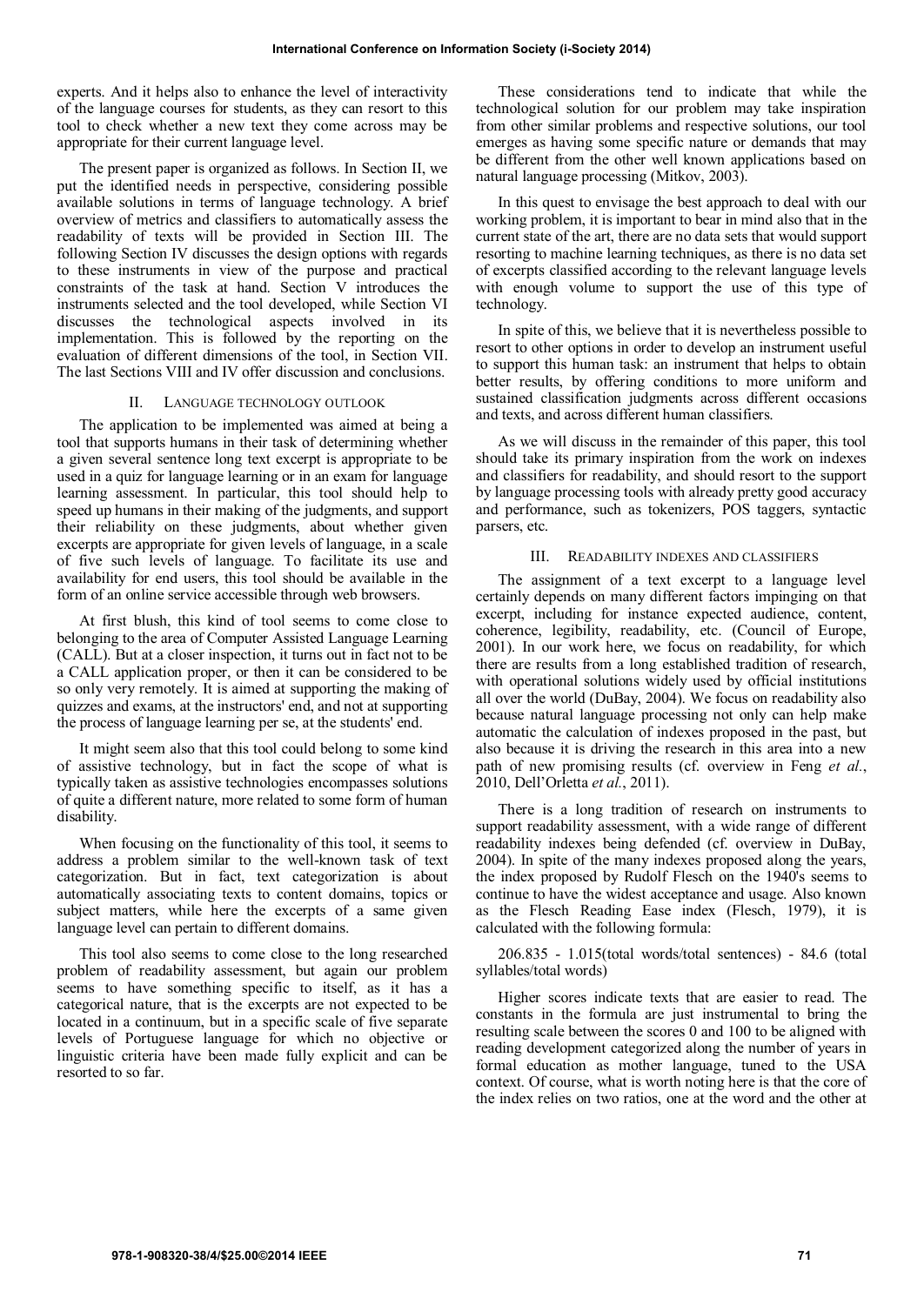experts. And it helps also to enhance the level of interactivity of the language courses for students, as they can resort to this tool to check whether a new text they come across may be appropriate for their current language level.

The present paper is organized as follows. In Section II, we put the identified needs in perspective, considering possible available solutions in terms of language technology. A brief overview of metrics and classifiers to automatically assess the readability of texts will be provided in Section III. The following Section IV discusses the design options with regards to these instruments in view of the purpose and practical constraints of the task at hand. Section V introduces the instruments selected and the tool developed, while Section VI discusses the technological aspects involved in its implementation. This is followed by the reporting on the evaluation of different dimensions of the tool, in Section VII. The last Sections VIII and IV offer discussion and conclusions.

## II. Language technology outlook

The application to be implemented was aimed at being a tool that supports humans in their task of determining whether a given several sentence long text excerpt is appropriate to be used in a quiz for language learning or in an exam for language learning assessment. In particular, this tool should help to speed up humans in their making of the judgments, and support their reliability on these judgments, about whether given excerpts are appropriate for given levels of language, in a scale of five such levels of language. To facilitate its use and availability for end users, this tool should be available in the form of an online service accessible through web browsers.

At first blush, this kind of tool seems to come close to belonging to the area of Computer Assisted Language Learning (CALL). But at a closer inspection, it turns out in fact not to be a CALL application proper, or then it can be considered to be so only very remotely. It is aimed at supporting the making of quizzes and exams, at the instructors' end, and not at supporting the process of language learning per se, at the students' end.

It might seem also that this tool could belong to some kind of assistive technology, but in fact the scope of what is typically taken as assistive technologies encompasses solutions of quite a different nature, more related to some form of human disability.

When focusing on the functionality of this tool, it seems to address a problem similar to the well-known task of text categorization. But in fact, text categorization is about automatically associating texts to content domains, topics or subject matters, while here the excerpts of a same given language level can pertain to different domains.

This tool also seems to come close to the long researched problem of readability assessment, but again our problem seems to have something specific to itself, as it has a categorical nature, that is the excerpts are not expected to be located in a continuum, but in a specific scale of five separate levels of Portuguese language for which no objective or linguistic criteria have been made fully explicit and can be resorted to so far.

These considerations tend to indicate that while the technological solution for our problem may take inspiration from other similar problems and respective solutions, our tool emerges as having some specific nature or demands that may be different from the other well known applications based on natural language processing (Mitkov, 2003).

In this quest to envisage the best approach to deal with our working problem, it is important to bear in mind also that in the current state of the art, there are no data sets that would support resorting to machine learning techniques, as there is no data set of excerpts classified according to the relevant language levels with enough volume to support the use of this type of technology.

In spite of this, we believe that it is nevertheless possible to resort to other options in order to develop an instrument useful to support this human task: an instrument that helps to obtain better results, by offering conditions to more uniform and sustained classification judgments across different occasions and texts, and across different human classifiers.

As we will discuss in the remainder of this paper, this tool should take its primary inspiration from the work on indexes and classifiers for readability, and should resort to the support by language processing tools with already pretty good accuracy and performance, such as tokenizers, POS taggers, syntactic parsers, etc.

## III. Readability indexes and classifiers

The assignment of a text excerpt to a language level certainly depends on many different factors impinging on that excerpt, including for instance expected audience, content, coherence, legibility, readability, etc. (Council of Europe, 2001). In our work here, we focus on readability, for which there are results from a long established tradition of research, with operational solutions widely used by official institutions all over the world (DuBay, 2004). We focus on readability also because natural language processing not only can help make automatic the calculation of indexes proposed in the past, but also because it is driving the research in this area into a new path of new promising results (cf. overview in Feng *et al.*, 2010, Dell'Orletta *et al.*, 2011).

There is a long tradition of research on instruments to support readability assessment, with a wide range of different readability indexes being defended (cf. overview in DuBay, 2004). In spite of the many indexes proposed along the years, the index proposed by Rudolf Flesch on the 1940's seems to continue to have the widest acceptance and usage. Also known as the Flesch Reading Ease index (Flesch, 1979), it is calculated with the following formula:

$$206.835 - 1.015(\text{total words}/\text{total sentences}) - 84.6\ (\text{total syllables}/\text{total words})$$

Higher scores indicate texts that are easier to read. The constants in the formula are just instrumental to bring the resulting scale between the scores 0 and 100 to be aligned with reading development categorized along the number of years in formal education as mother language, tuned to the USA context. Of course, what is worth noting here is that the core of the index relies on two ratios, one at the word and the other at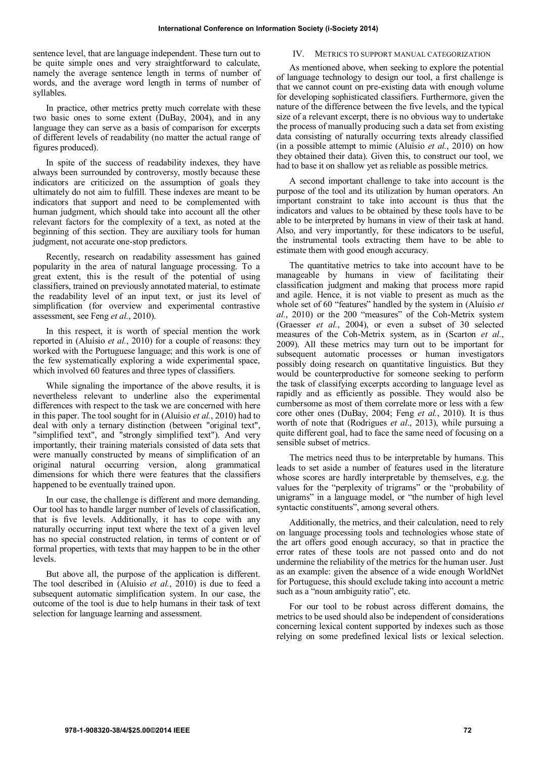sentence level, that are language independent. These turn out to be quite simple ones and very straightforward to calculate, namely the average sentence length in terms of number of words, and the average word length in terms of number of syllables.

In practice, other metrics pretty much correlate with these two basic ones to some extent (DuBay, 2004), and in any language they can serve as a basis of comparison for excerpts of different levels of readability (no matter the actual range of figures produced).

In spite of the success of readability indexes, they have always been surrounded by controversy, mostly because these indicators are criticized on the assumption of goals they ultimately do not aim to fulfill. These indexes are meant to be indicators that support and need to be complemented with human judgment, which should take into account all the other relevant factors for the complexity of a text, as noted at the beginning of this section. They are auxiliary tools for human judgment, not accurate one-stop predictors.

Recently, research on readability assessment has gained popularity in the area of natural language processing. To a great extent, this is the result of the potential of using classifiers, trained on previously annotated material, to estimate the readability level of an input text, or just its level of simplification (for overview and experimental contrastive assessment, see Feng *et al.*, 2010).

In this respect, it is worth of special mention the work reported in (Aluísio *et al.*, 2010) for a couple of reasons: they worked with the Portuguese language; and this work is one of the few systematically exploring a wide experimental space, which involved 60 features and three types of classifiers.

While signaling the importance of the above results, it is nevertheless relevant to underline also the experimental differences with respect to the task we are concerned with here in this paper. The tool sought for in (Aluísio *et al.*, 2010) had to deal with only a ternary distinction (between "original text", "simplified text", and "strongly simplified text"). And very importantly, their training materials consisted of data sets that were manually constructed by means of simplification of an original natural occurring version, along grammatical dimensions for which there were features that the classifiers happened to be eventually trained upon.

In our case, the challenge is different and more demanding. Our tool has to handle larger number of levels of classification, that is five levels. Additionally, it has to cope with any naturally occurring input text where the text of a given level has no special constructed relation, in terms of content or of formal properties, with texts that may happen to be in the other levels.

But above all, the purpose of the application is different. The tool described in (Aluísio *et al.*, 2010) is due to feed a subsequent automatic simplification system. In our case, the outcome of the tool is due to help humans in their task of text selection for language learning and assessment.

## IV. Metrics to support manual categorization

As mentioned above, when seeking to explore the potential of language technology to design our tool, a first challenge is that we cannot count on pre-existing data with enough volume for developing sophisticated classifiers. Furthermore, given the nature of the difference between the five levels, and the typical size of a relevant excerpt, there is no obvious way to undertake the process of manually producing such a data set from existing data consisting of naturally occurring texts already classified (in a possible attempt to mimic (Aluísio *et al.*, 2010) on how they obtained their data). Given this, to construct our tool, we had to base it on shallow yet as reliable as possible metrics.

A second important challenge to take into account is the purpose of the tool and its utilization by human operators. An important constraint to take into account is thus that the indicators and values to be obtained by these tools have to be able to be interpreted by humans in view of their task at hand. Also, and very importantly, for these indicators to be useful, the instrumental tools extracting them have to be able to estimate them with good enough accuracy.

The quantitative metrics to take into account have to be manageable by humans in view of facilitating their classification judgment and making that process more rapid and agile. Hence, it is not viable to present as much as the whole set of 60 "features" handled by the system in (Aluísio *et al.*, 2010) or the 200 "measures" of the Coh-Metrix system (Graesser *et al.*, 2004), or even a subset of 30 selected measures of the Coh-Metrix system, as in (Scarton *et al.*, 2009). All these metrics may turn out to be important for subsequent automatic processes or human investigators possibly doing research on quantitative linguistics. But they would be counterproductive for someone seeking to perform the task of classifying excerpts according to language level as rapidly and as efficiently as possible. They would also be cumbersome as most of them correlate more or less with a few core other ones (DuBay, 2004; Feng *et al.*, 2010). It is thus worth of note that (Rodrigues *et al*., 2013), while pursuing a quite different goal, had to face the same need of focusing on a sensible subset of metrics.

The metrics need thus to be interpretable by humans. This leads to set aside a number of features used in the literature whose scores are hardly interpretable by themselves, e.g. the values for the "perplexity of trigrams" or the "probability of unigrams" in a language model, or "the number of high level syntactic constituents", among several others.

Additionally, the metrics, and their calculation, need to rely on language processing tools and technologies whose state of the art offers good enough accuracy, so that in practice the error rates of these tools are not passed onto and do not undermine the reliability of the metrics for the human user. Just as an example: given the absence of a wide enough WorldNet for Portuguese, this should exclude taking into account a metric such as a "noun ambiguity ratio", etc.

For our tool to be robust across different domains, the metrics to be used should also be independent of considerations concerning lexical content supported by indexes such as those relying on some predefined lexical lists or lexical selection.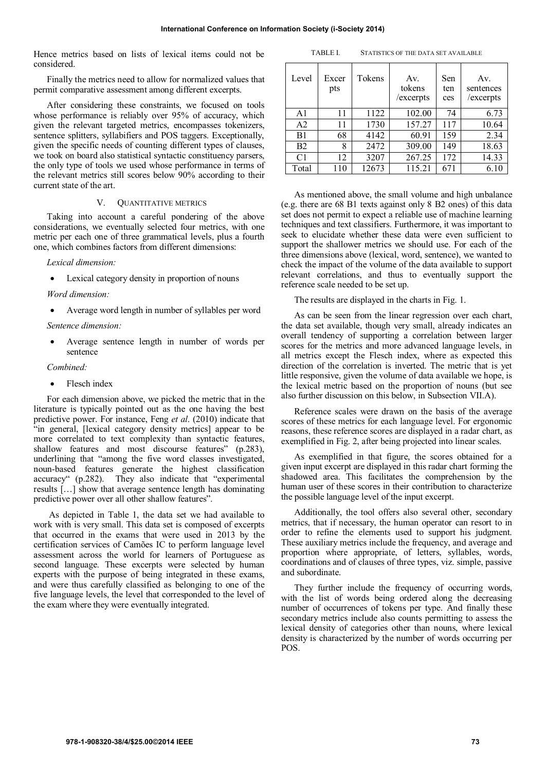Hence metrics based on lists of lexical items could not be considered.

Finally the metrics need to allow for normalized values that permit comparative assessment among different excerpts.

After considering these constraints, we focused on tools whose performance is reliably over 95% of accuracy, which given the relevant targeted metrics, encompasses tokenizers, sentence splitters, syllabifiers and POS taggers. Exceptionally, given the specific needs of counting different types of clauses, we took on board also statistical syntactic constituency parsers, the only type of tools we used whose performance in terms of the relevant metrics still scores below 90% according to their current state of the art.

## V. Quantitative metrics

Taking into account a careful pondering of the above considerations, we eventually selected four metrics, with one metric per each one of three grammatical levels, plus a fourth one, which combines factors from different dimensions:

*Lexical dimension:*

- Lexical category density in proportion of nouns

*Word dimension:*

- Average word length in number of syllables per word

*Sentence dimension:*

- Average sentence length in number of words per sentence

*Combined:*

- Flesch index

For each dimension above, we picked the metric that in the literature is typically pointed out as the one having the best predictive power. For instance, Feng *et al*. (2010) indicate that "in general, [lexical category density metrics] appear to be more correlated to text complexity than syntactic features, shallow features and most discourse features" (p.283), underlining that "among the five word classes investigated, noun-based features generate the highest classification accuracy" (p.282). They also indicate that "experimental results […] show that average sentence length has dominating predictive power over all other shallow features".

As depicted in Table 1, the data set we had available to work with is very small. This data set is composed of excerpts that occurred in the exams that were used in 2013 by the certification services of Camões IC to perform language level assessment across the world for learners of Portuguese as second language. These excerpts were selected by human experts with the purpose of being integrated in these exams, and were thus carefully classified as belonging to one of the five language levels, the level that corresponded to the level of the exam where they were eventually integrated.

TABLE I. Statistics of the data set available

| Level | Excerpts | Tokens | Av. tokens /excerpts | Sentences | Av. sentences /excerpts |
|---|---|---|---|---|---|
| A1 | 11 | 1122 | 102.00 | 74 | 6.73 |
| A2 | 11 | 1730 | 157.27 | 117 | 10.64 |
| B1 | 68 | 4142 | 60.91 | 159 | 2.34 |
| B2 | 8 | 2472 | 309.00 | 149 | 18.63 |
| C1 | 12 | 3207 | 267.25 | 172 | 14.33 |
| Total | 110 | 12673 | 115.21 | 671 | 6.10 |

As mentioned above, the small volume and high unbalance (e.g. there are 68 B1 texts against only 8 B2 ones) of this data set does not permit to expect a reliable use of machine learning techniques and text classifiers. Furthermore, it was important to seek to elucidate whether these data were even sufficient to support the shallower metrics we should use. For each of the three dimensions above (lexical, word, sentence), we wanted to check the impact of the volume of the data available to support relevant correlations, and thus to eventually support the reference scale needed to be set up.

The results are displayed in the charts in Fig. 1.

As can be seen from the linear regression over each chart, the data set available, though very small, already indicates an overall tendency of supporting a correlation between larger scores for the metrics and more advanced language levels, in all metrics except the Flesch index, where as expected this direction of the correlation is inverted. The metric that is yet little responsive, given the volume of data available we hope, is the lexical metric based on the proportion of nouns (but see also further discussion on this below, in Subsection VII.A).

Reference scales were drawn on the basis of the average scores of these metrics for each language level. For ergonomic reasons, these reference scores are displayed in a radar chart, as exemplified in Fig. 2, after being projected into linear scales.

As exemplified in that figure, the scores obtained for a given input excerpt are displayed in this radar chart forming the shadowed area. This facilitates the comprehension by the human user of these scores in their contribution to characterize the possible language level of the input excerpt.

Additionally, the tool offers also several other, secondary metrics, that if necessary, the human operator can resort to in order to refine the elements used to support his judgment. These auxiliary metrics include the frequency, and average and proportion where appropriate, of letters, syllables, words, coordinations and of clauses of three types, viz. simple, passive and subordinate.

They further include the frequency of occurring words, with the list of words being ordered along the decreasing number of occurrences of tokens per type. And finally these secondary metrics include also counts permitting to assess the lexical density of categories other than nouns, where lexical density is characterized by the number of words occurring per POS.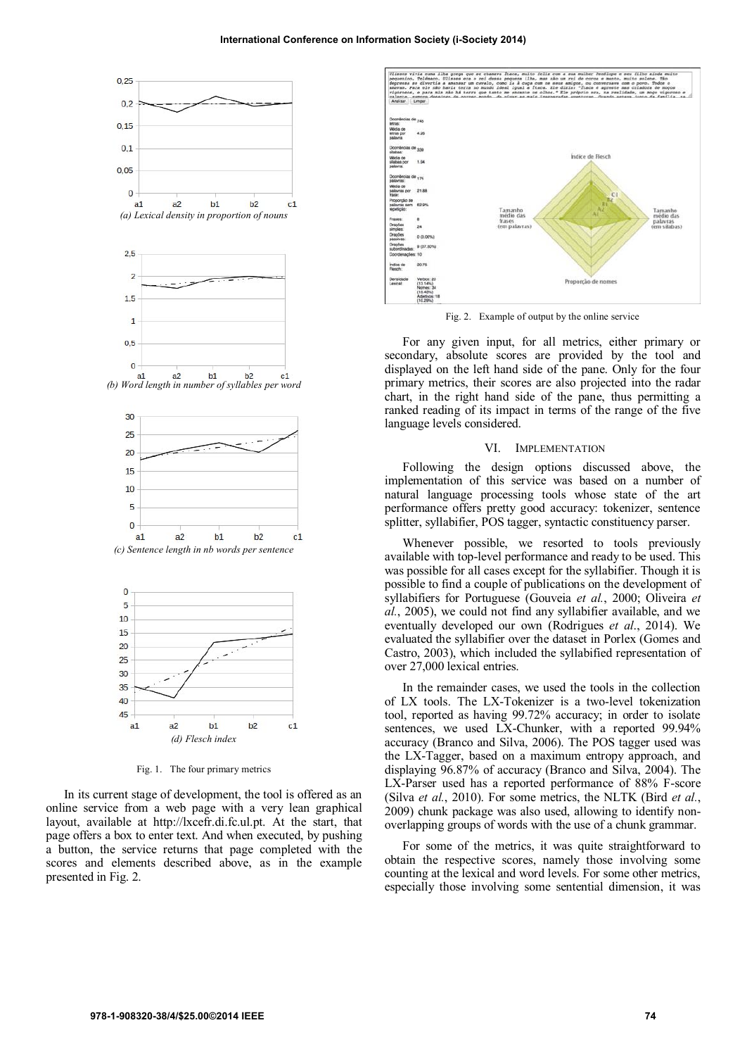(a) Lexical density in proportion of nouns

(b) Word length in number of syllables per word

(c) Sentence length in nb words per sentence

(d) Flesch index

Fig. 1. The four primary metrics

In its current stage of development, the tool is offered as an online service from a web page with a very lean graphical layout, available at http://lxcefr.di.fc.ul.pt. At the start, that page offers a box to enter text. And when executed, by pushing a button, the service returns that page completed with the scores and elements described above, as in the example presented in Fig. 2.

Fig. 2. Example of output by the online service

For any given input, for all metrics, either primary or secondary, absolute scores are provided by the tool and displayed on the left hand side of the pane. Only for the four primary metrics, their scores are also projected into the radar chart, in the right hand side of the pane, thus permitting a ranked reading of its impact in terms of the range of the five language levels considered.

## VI. Implementation

Following the design options discussed above, the implementation of this service was based on a number of natural language processing tools whose state of the art performance offers pretty good accuracy: tokenizer, sentence splitter, syllabifier, POS tagger, syntactic constituency parser.

Whenever possible, we resorted to tools previously available with top-level performance and ready to be used. This was possible for all cases except for the syllabifier. Though it is possible to find a couple of publications on the development of syllabifiers for Portuguese (Gouveia *et al.*, 2000; Oliveira *et al.*, 2005), we could not find any syllabifier available, and we eventually developed our own (Rodrigues *et al.*, 2014). We evaluated the syllabifier over the dataset in Porlex (Gomes and Castro, 2003), which included the syllabified representation of over 27,000 lexical entries.

In the remainder cases, we used the tools in the collection of LX tools. The LX-Tokenizer is a two-level tokenization tool, reported as having 99.72% accuracy; in order to isolate sentences, we used LX-Chunker, with a reported 99.94% accuracy (Branco and Silva, 2006). The POS tagger used was the LX-Tagger, based on a maximum entropy approach, and displaying 96.87% of accuracy (Branco and Silva, 2004). The LX-Parser used has a reported performance of 88% F-score (Silva *et al.*, 2010). For some metrics, the NLTK (Bird *et al.*, 2009) chunk package was also used, allowing to identify non-overlapping groups of words with the use of a chunk grammar.

For some of the metrics, it was quite straightforward to obtain the respective scores, namely those involving some counting at the lexical and word levels. For some other metrics, especially those involving some sentential dimension, it was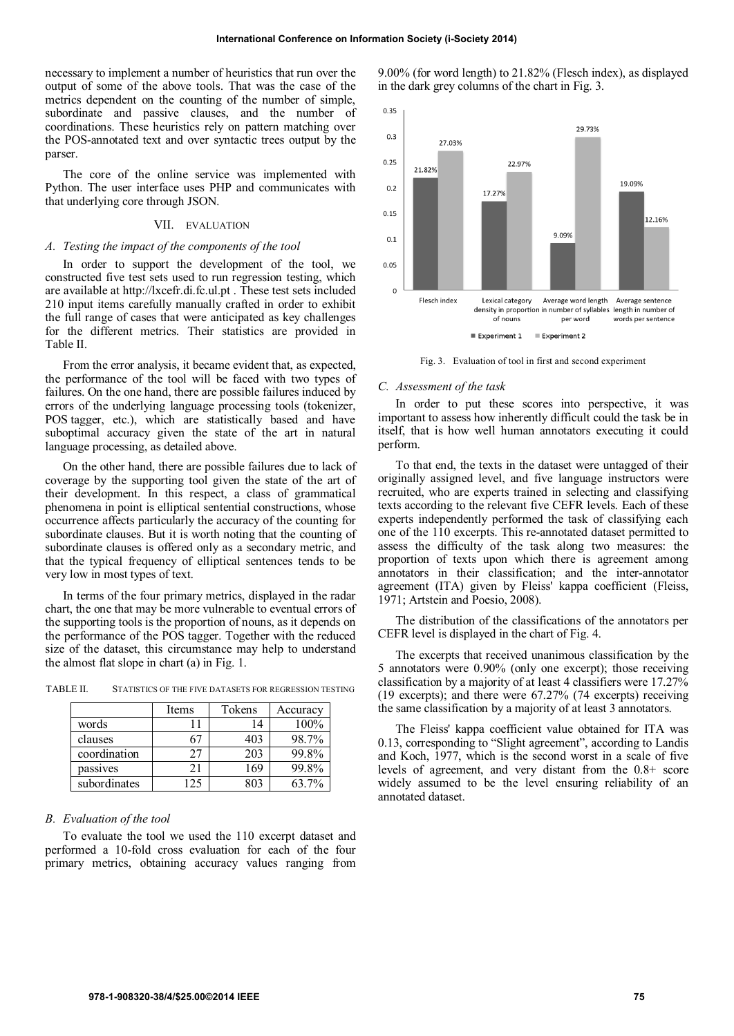necessary to implement a number of heuristics that run over the output of some of the above tools. That was the case of the metrics dependent on the counting of the number of simple, subordinate and passive clauses, and the number of coordinations. These heuristics rely on pattern matching over the POS-annotated text and over syntactic trees output by the parser.

The core of the online service was implemented with Python. The user interface uses PHP and communicates with that underlying core through JSON.

## VII. EVALUATION

### A. Testing the impact of the components of the tool

In order to support the development of the tool, we constructed five test sets used to run regression testing, which are available at http://lxcefr.di.fc.ul.pt . These test sets included 210 input items carefully manually crafted in order to exhibit the full range of cases that were anticipated as key challenges for the different metrics. Their statistics are provided in Table II.

From the error analysis, it became evident that, as expected, the performance of the tool will be faced with two types of failures. On the one hand, there are possible failures induced by errors of the underlying language processing tools (tokenizer, POS tagger, etc.), which are statistically based and have suboptimal accuracy given the state of the art in natural language processing, as detailed above.

On the other hand, there are possible failures due to lack of coverage by the supporting tool given the state of the art of their development. In this respect, a class of grammatical phenomena in point is elliptical sentential constructions, whose occurrence affects particularly the accuracy of the counting for subordinate clauses. But it is worth noting that the counting of subordinate clauses is offered only as a secondary metric, and that the typical frequency of elliptical sentences tends to be very low in most types of text.

In terms of the four primary metrics, displayed in the radar chart, the one that may be more vulnerable to eventual errors of the supporting tools is the proportion of nouns, as it depends on the performance of the POS tagger. Together with the reduced size of the dataset, this circumstance may help to understand the almost flat slope in chart (a) in Fig. 1.

TABLE II. STATISTICS OF THE FIVE DATASETS FOR REGRESSION TESTING

| | Items | Tokens | Accuracy |
|---|---|---|---|
| words | 11 | 14 | 100% |
| clauses | 67 | 403 | 98.7% |
| coordination | 27 | 203 | 99.8% |
| passives | 21 | 169 | 99.8% |
| subordinates | 125 | 803 | 63.7% |

### B. Evaluation of the tool

To evaluate the tool we used the 110 excerpt dataset and performed a 10-fold cross evaluation for each of the four primary metrics, obtaining accuracy values ranging from 9.00% (for word length) to 21.82% (Flesch index), as displayed in the dark grey columns of the chart in Fig. 3.

0.35
0.3
0.25
0.2
0.15
0.1
0.05
0

21.82%
27.03%
17.27%
22.97%
9.09%
29.73%
19.09%
12.16%

Flesch index
Lexical category density in proportion of nouns
Average word length in number of syllables per word
Average sentence length in number of words per sentence

Experiment 1
Experiment 2

Fig. 3. Evaluation of tool in first and second experiment

### C. Assessment of the task

In order to put these scores into perspective, it was important to assess how inherently difficult could the task be in itself, that is how well human annotators executing it could perform.

To that end, the texts in the dataset were untagged of their originally assigned level, and five language instructors were recruited, who are experts trained in selecting and classifying texts according to the relevant five CEFR levels. Each of these experts independently performed the task of classifying each one of the 110 excerpts. This re-annotated dataset permitted to assess the difficulty of the task along two measures: the proportion of texts upon which there is agreement among annotators in their classification; and the inter-annotator agreement (ITA) given by Fleiss' kappa coefficient (Fleiss, 1971; Artstein and Poesio, 2008).

The distribution of the classifications of the annotators per CEFR level is displayed in the chart of Fig. 4.

The excerpts that received unanimous classification by the 5 annotators were 0.90% (only one excerpt); those receiving classification by a majority of at least 4 classifiers were 17.27% (19 excerpts); and there were 67.27% (74 excerpts) receiving the same classification by a majority of at least 3 annotators.

The Fleiss' kappa coefficient value obtained for ITA was 0.13, corresponding to "Slight agreement", according to Landis and Koch, 1977, which is the second worst in a scale of five levels of agreement, and very distant from the 0.8+ score widely assumed to be the level ensuring reliability of an annotated dataset.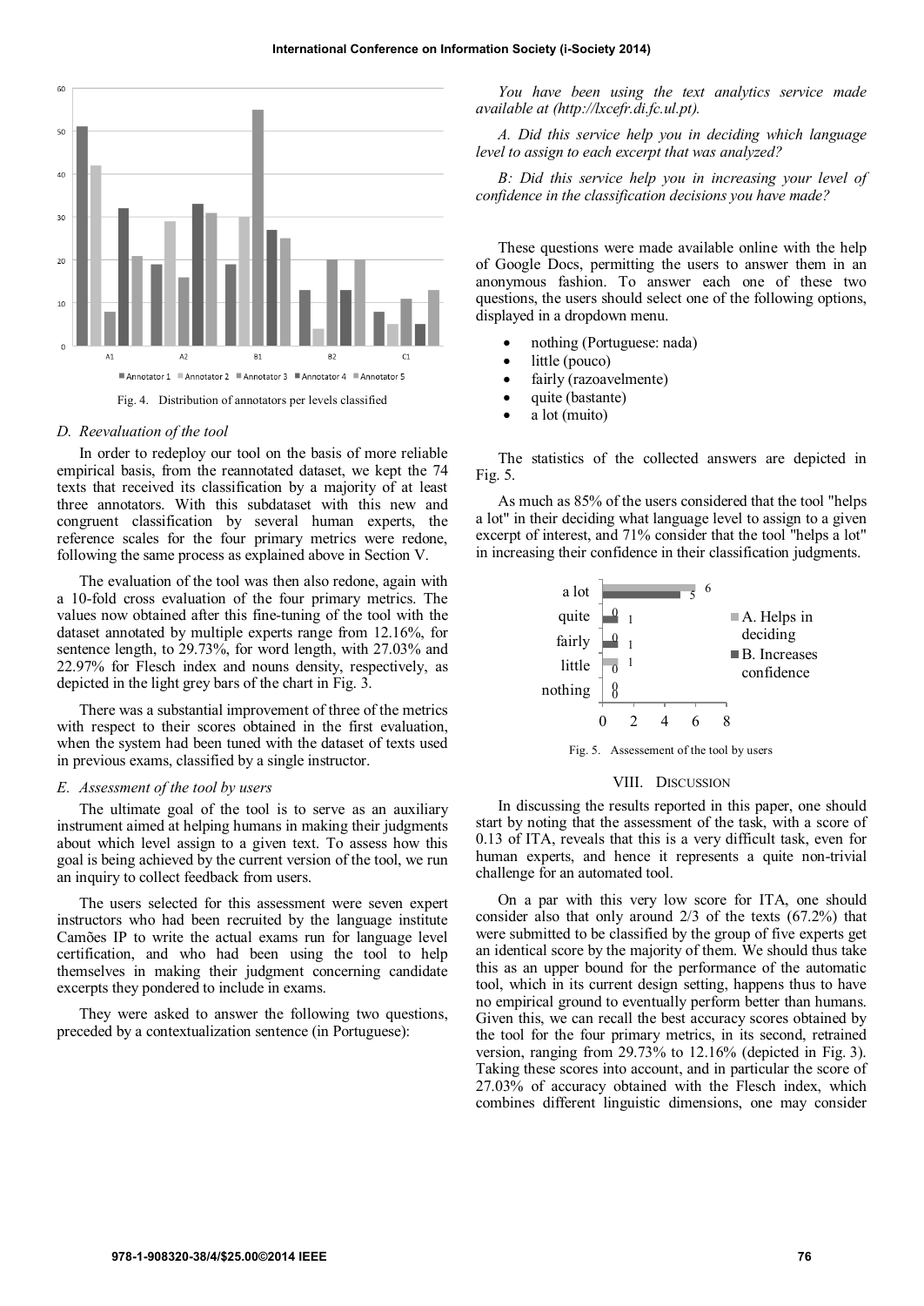Fig. 4. Distribution of annotators per levels classified

### D. Reevaluation of the tool

In order to redeploy our tool on the basis of more reliable empirical basis, from the reannotated dataset, we kept the 74 texts that received its classification by a majority of at least three annotators. With this subdataset with this new and congruent classification by several human experts, the reference scales for the four primary metrics were redone, following the same process as explained above in Section V.

The evaluation of the tool was then also redone, again with a 10-fold cross evaluation of the four primary metrics. The values now obtained after this fine-tuning of the tool with the dataset annotated by multiple experts range from 12.16%, for sentence length, to 29.73%, for word length, with 27.03% and 22.97% for Flesch index and nouns density, respectively, as depicted in the light grey bars of the chart in Fig. 3.

There was a substantial improvement of three of the metrics with respect to their scores obtained in the first evaluation, when the system had been tuned with the dataset of texts used in previous exams, classified by a single instructor.

### E. Assessment of the tool by users

The ultimate goal of the tool is to serve as an auxiliary instrument aimed at helping humans in making their judgments about which level assign to a given text. To assess how this goal is being achieved by the current version of the tool, we run an inquiry to collect feedback from users.

The users selected for this assessment were seven expert instructors who had been recruited by the language institute Camões IP to write the actual exams run for language level certification, and who had been using the tool to help themselves in making their judgment concerning candidate excerpts they pondered to include in exams.

They were asked to answer the following two questions, preceded by a contextualization sentence (in Portuguese):

*You have been using the text analytics service made available at (http://lxcefr.di.fc.ul.pt).*

*A. Did this service help you in deciding which language level to assign to each excerpt that was analyzed?*

*B: Did this service help you in increasing your level of confidence in the classification decisions you have made?*

These questions were made available online with the help of Google Docs, permitting the users to answer them in an anonymous fashion. To answer each one of these two questions, the users should select one of the following options, displayed in a dropdown menu.

- nothing (Portuguese: nada)
- little (pouco)
- fairly (razoavelmente)
- quite (bastante)
- a lot (muito)

The statistics of the collected answers are depicted in Fig. 5.

As much as 85% of the users considered that the tool "helps a lot" in their deciding what language level to assign to a given excerpt of interest, and 71% consider that the tool "helps a lot" in increasing their confidence in their classification judgments.

Fig. 5. Assessement of the tool by users

## VIII. Discussion

In discussing the results reported in this paper, one should start by noting that the assessment of the task, with a score of 0.13 of ITA, reveals that this is a very difficult task, even for human experts, and hence it represents a quite non-trivial challenge for an automated tool.

On a par with this very low score for ITA, one should consider also that only around 2/3 of the texts (67.2%) that were submitted to be classified by the group of five experts get an identical score by the majority of them. We should thus take this as an upper bound for the performance of the automatic tool, which in its current design setting, happens thus to have no empirical ground to eventually perform better than humans. Given this, we can recall the best accuracy scores obtained by the tool for the four primary metrics, in its second, retrained version, ranging from 29.73% to 12.16% (depicted in Fig. 3). Taking these scores into account, and in particular the score of 27.03% of accuracy obtained with the Flesch index, which combines different linguistic dimensions, one may consider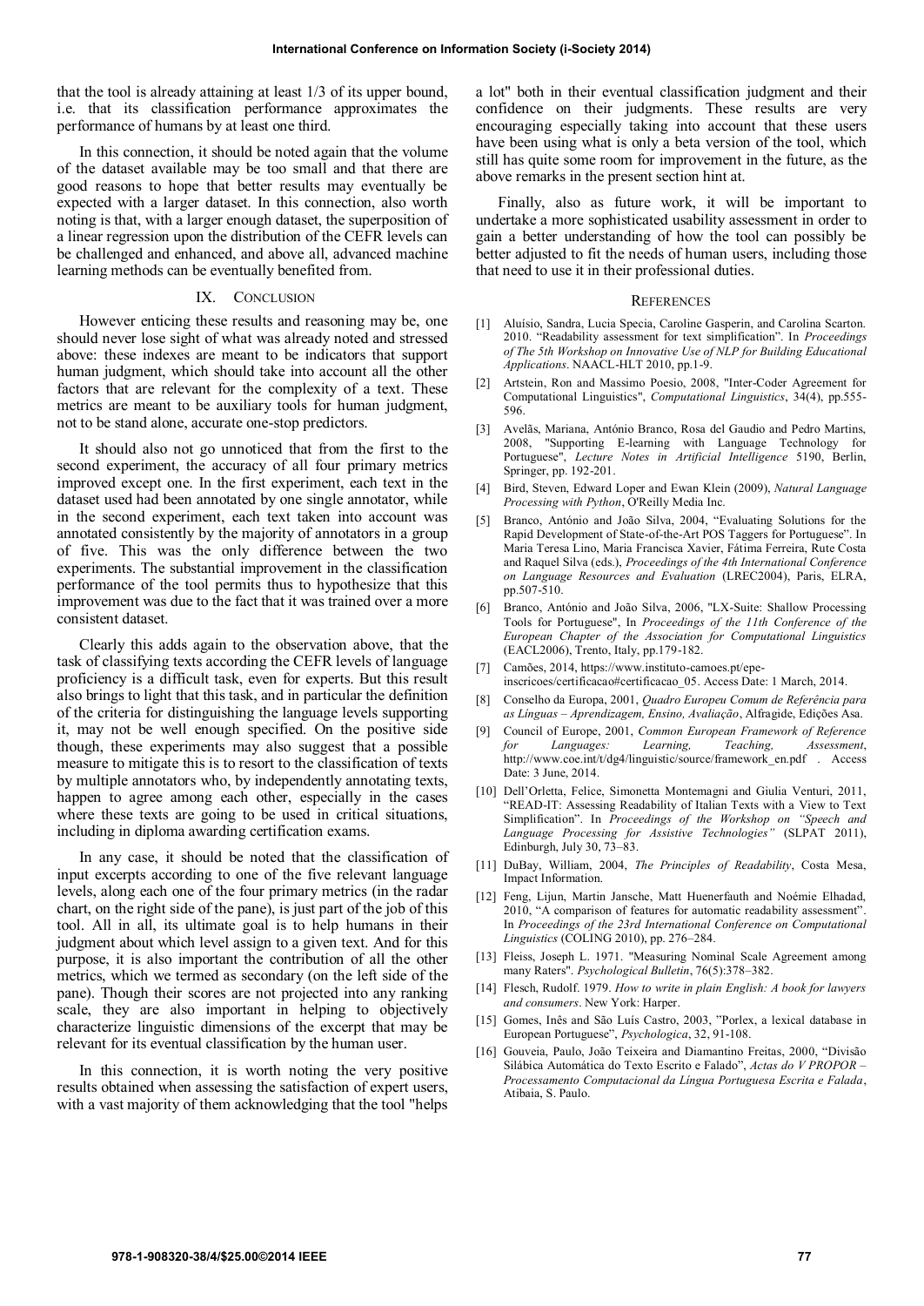that the tool is already attaining at least 1/3 of its upper bound, i.e. that its classification performance approximates the performance of humans by at least one third.

In this connection, it should be noted again that the volume of the dataset available may be too small and that there are good reasons to hope that better results may eventually be expected with a larger dataset. In this connection, also worth noting is that, with a larger enough dataset, the superposition of a linear regression upon the distribution of the CEFR levels can be challenged and enhanced, and above all, advanced machine learning methods can be eventually benefited from.

## IX. Conclusion

However enticing these results and reasoning may be, one should never lose sight of what was already noted and stressed above: these indexes are meant to be indicators that support human judgment, which should take into account all the other factors that are relevant for the complexity of a text. These metrics are meant to be auxiliary tools for human judgment, not to be stand alone, accurate one-stop predictors.

It should also not go unnoticed that from the first to the second experiment, the accuracy of all four primary metrics improved except one. In the first experiment, each text in the dataset used had been annotated by one single annotator, while in the second experiment, each text taken into account was annotated consistently by the majority of annotators in a group of five. This was the only difference between the two experiments. The substantial improvement in the classification performance of the tool permits thus to hypothesize that this improvement was due to the fact that it was trained over a more consistent dataset.

Clearly this adds again to the observation above, that the task of classifying texts according the CEFR levels of language proficiency is a difficult task, even for experts. But this result also brings to light that this task, and in particular the definition of the criteria for distinguishing the language levels supporting it, may not be well enough specified. On the positive side though, these experiments may also suggest that a possible measure to mitigate this is to resort to the classification of texts by multiple annotators who, by independently annotating texts, happen to agree among each other, especially in the cases where these texts are going to be used in critical situations, including in diploma awarding certification exams.

In any case, it should be noted that the classification of input excerpts according to one of the five relevant language levels, along each one of the four primary metrics (in the radar chart, on the right side of the pane), is just part of the job of this tool. All in all, its ultimate goal is to help humans in their judgment about which level assign to a given text. And for this purpose, it is also important the contribution of all the other metrics, which we termed as secondary (on the left side of the pane). Though their scores are not projected into any ranking scale, they are also important in helping to objectively characterize linguistic dimensions of the excerpt that may be relevant for its eventual classification by the human user.

In this connection, it is worth noting the very positive results obtained when assessing the satisfaction of expert users, with a vast majority of them acknowledging that the tool "helps a lot" both in their eventual classification judgment and their confidence on their judgments. These results are very encouraging especially taking into account that these users have been using what is only a beta version of the tool, which still has quite some room for improvement in the future, as the above remarks in the present section hint at.

Finally, also as future work, it will be important to undertake a more sophisticated usability assessment in order to gain a better understanding of how the tool can possibly be better adjusted to fit the needs of human users, including those that need to use it in their professional duties.

## References

[1] Aluísio, Sandra, Lucia Specia, Caroline Gasperin, and Carolina Scarton. 2010. "Readability assessment for text simplification". In *Proceedings of The 5th Workshop on Innovative Use of NLP for Building Educational Applications*. NAACL-HLT 2010, pp.1-9.

[2] Artstein, Ron and Massimo Poesio, 2008, "Inter-Coder Agreement for Computational Linguistics", *Computational Linguistics*, 34(4), pp.555-596.

[3] Avelãs, Mariana, António Branco, Rosa del Gaudio and Pedro Martins, 2008, "Supporting E-learning with Language Technology for Portuguese", *Lecture Notes in Artificial Intelligence* 5190, Berlin, Springer, pp. 192-201.

[4] Bird, Steven, Edward Loper and Ewan Klein (2009), *Natural Language Processing with Python*, O'Reilly Media Inc.

[5] Branco, António and João Silva, 2004, "Evaluating Solutions for the Rapid Development of State-of-the-Art POS Taggers for Portuguese". In Maria Teresa Lino, Maria Francisca Xavier, Fátima Ferreira, Rute Costa and Raquel Silva (eds.), *Proceedings of the 4th International Conference on Language Resources and Evaluation* (LREC2004), Paris, ELRA, pp.507-510.

[6] Branco, António and João Silva, 2006, "LX-Suite: Shallow Processing Tools for Portuguese", In *Proceedings of the 11th Conference of the European Chapter of the Association for Computational Linguistics* (EACL2006), Trento, Italy, pp.179-182.

[7] Camões, 2014, https://www.instituto-camoes.pt/epe-inscricoes/certificacao#certificacao_05. Access Date: 1 March, 2014.

[8] Conselho da Europa, 2001, *Quadro Europeu Comum de Referência para as Línguas – Aprendizagem, Ensino, Avaliação*, Alfragide, Edições Asa.

[9] Council of Europe, 2001, *Common European Framework of Reference for Languages: Learning, Teaching, Assessment*, http://www.coe.int/t/dg4/linguistic/source/framework_en.pdf . Access Date: 3 June, 2014.

[10] Dell'Orletta, Felice, Simonetta Montemagni and Giulia Venturi, 2011, "READ-IT: Assessing Readability of Italian Texts with a View to Text Simplification". In *Proceedings of the Workshop on "Speech and Language Processing for Assistive Technologies"* (SLPAT 2011), Edinburgh, July 30, 73–83.

[11] DuBay, William, 2004, *The Principles of Readability*, Costa Mesa, Impact Information.

[12] Feng, Lijun, Martin Jansche, Matt Huenerfauth and Noémie Elhadad, 2010, "A comparison of features for automatic readability assessment". In *Proceedings of the 23rd International Conference on Computational Linguistics* (COLING 2010), pp. 276–284.

[13] Fleiss, Joseph L. 1971. "Measuring Nominal Scale Agreement among many Raters". *Psychological Bulletin*, 76(5):378–382.

[14] Flesch, Rudolf. 1979. *How to write in plain English: A book for lawyers and consumers*. New York: Harper.

[15] Gomes, Inês and São Luís Castro, 2003, "Porlex, a lexical database in European Portuguese", *Psychologica*, 32, 91-108.

[16] Gouveia, Paulo, João Teixeira and Diamantino Freitas, 2000, "Divisão Silábica Automática do Texto Escrito e Falado", *Actas do V PROPOR – Processamento Computacional da Língua Portuguesa Escrita e Falada*, Atibaia, S. Paulo.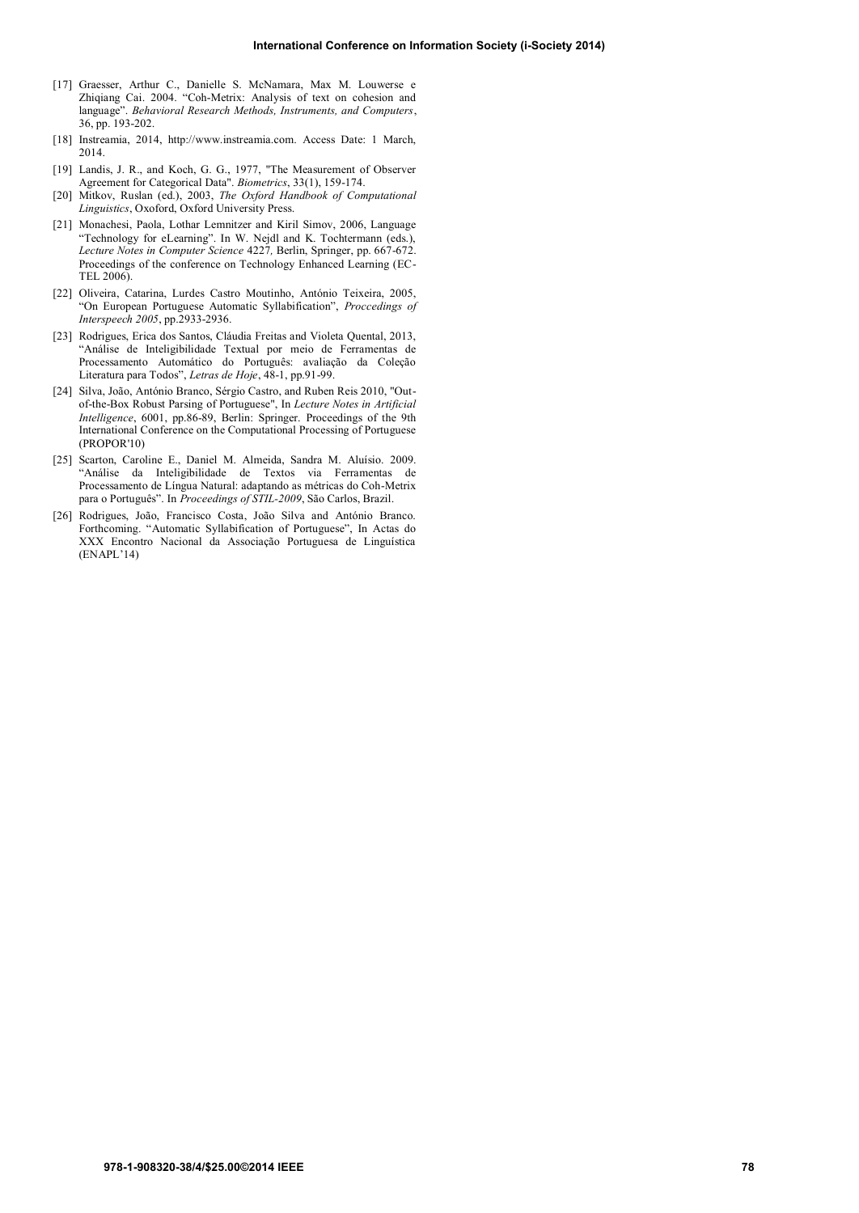[17] Graesser, Arthur C., Danielle S. McNamara, Max M. Louwerse e Zhiqiang Cai. 2004. "Coh-Metrix: Analysis of text on cohesion and language". *Behavioral Research Methods, Instruments, and Computers*, 36, pp. 193-202.

[18] Instreamia, 2014, http://www.instreamia.com. Access Date: 1 March, 2014.

[19] Landis, J. R., and Koch, G. G., 1977, "The Measurement of Observer Agreement for Categorical Data". *Biometrics*, 33(1), 159-174.

[20] Mitkov, Ruslan (ed.), 2003, *The Oxford Handbook of Computational Linguistics*, Oxoford, Oxford University Press.

[21] Monachesi, Paola, Lothar Lemnitzer and Kiril Simov, 2006, Language "Technology for eLearning". In W. Nejdl and K. Tochtermann (eds.), *Lecture Notes in Computer Science* 4227, Berlin, Springer, pp. 667-672. Proceedings of the conference on Technology Enhanced Learning (EC-TEL 2006).

[22] Oliveira, Catarina, Lurdes Castro Moutinho, António Teixeira, 2005, "On European Portuguese Automatic Syllabification", *Proccedings of Interspeech 2005*, pp.2933-2936.

[23] Rodrigues, Erica dos Santos, Cláudia Freitas and Violeta Quental, 2013, "Análise de Inteligibilidade Textual por meio de Ferramentas de Processamento Automático do Português: avaliação da Coleção Literatura para Todos", *Letras de Hoje*, 48-1, pp.91-99.

[24] Silva, João, António Branco, Sérgio Castro, and Ruben Reis 2010, "Out-of-the-Box Robust Parsing of Portuguese", In *Lecture Notes in Artificial Intelligence*, 6001, pp.86-89, Berlin: Springer. Proceedings of the 9th International Conference on the Computational Processing of Portuguese (PROPOR'10)

[25] Scarton, Caroline E., Daniel M. Almeida, Sandra M. Aluísio. 2009. "Análise da Inteligibilidade de Textos via Ferramentas de Processamento de Língua Natural: adaptando as métricas do Coh-Metrix para o Português". In *Proceedings of STIL-2009*, São Carlos, Brazil.

[26] Rodrigues, João, Francisco Costa, João Silva and António Branco. Forthcoming. "Automatic Syllabification of Portuguese", In Actas do XXX Encontro Nacional da Associação Portuguesa de Linguística (ENAPL'14)